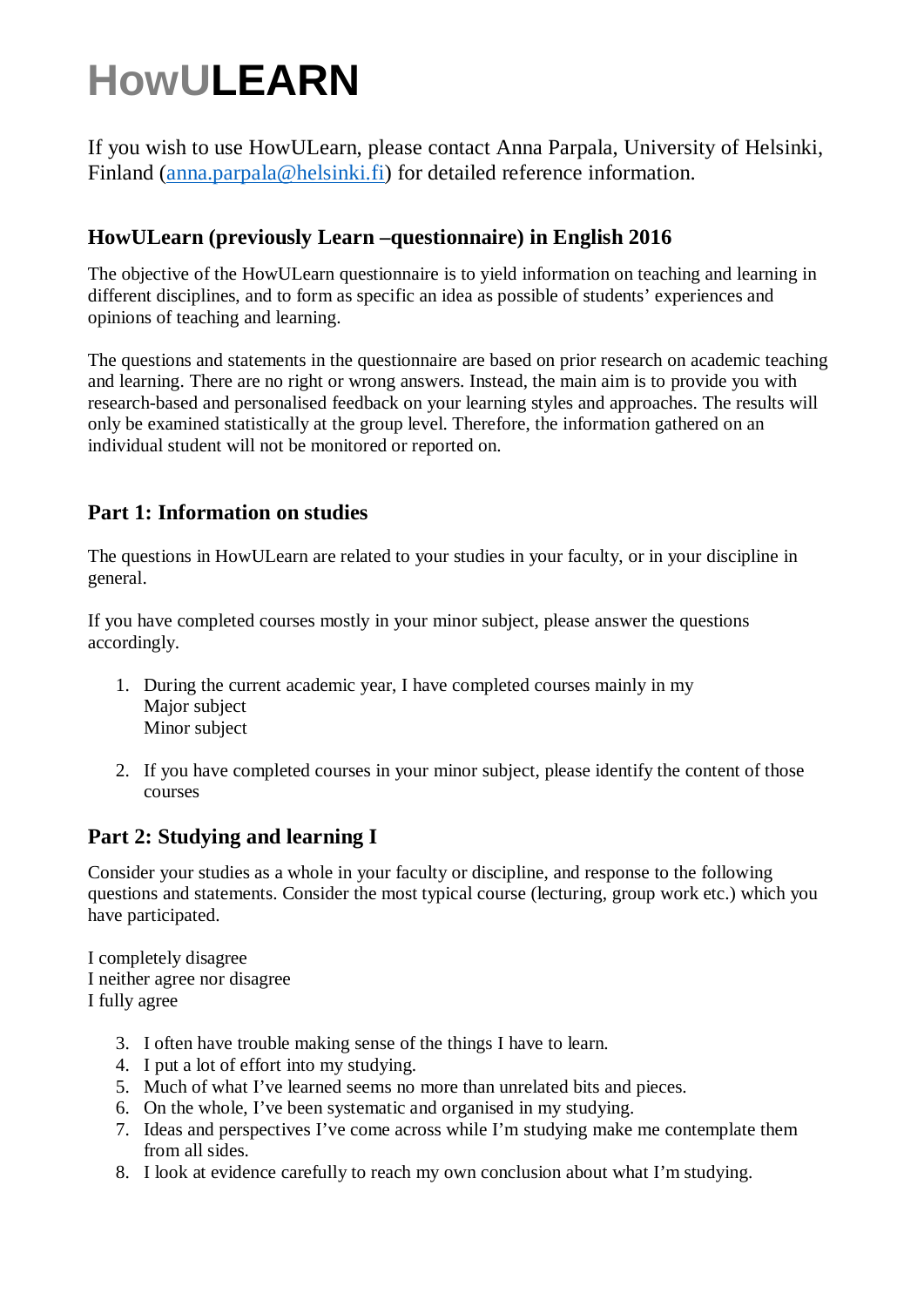# HowULEARN

If you wish to use HowULearn, please contact Anna Parpala, University of Helsinki, Finland (anna.parpala@helsinki.fi) for detailed reference information.

## HowULearn (previously Learn –questionnaire) in English 2016

The objective of the HowULearn questionnaire is to yield information on teaching and learning in different disciplines, and to form as specific an idea as possible of students' experiences and opinions of teaching and learning.

The questions and statements in the questionnaire are based on prior research on academic teaching and learning. There are no right or wrong answers. Instead, the main aim is to provide you with research-based and personalised feedback on your learning styles and approaches. The results will only be examined statistically at the group level. Therefore, the information gathered on an individual student will not be monitored or reported on.

## Part 1: Information on studies

The questions in HowULearn are related to your studies in your faculty, or in your discipline in general.

If you have completed courses mostly in your minor subject, please answer the questions accordingly.

1. During the current academic year, I have completed courses mainly in my
   Major subject
   Minor subject

2. If you have completed courses in your minor subject, please identify the content of those courses

## Part 2: Studying and learning I

Consider your studies as a whole in your faculty or discipline, and response to the following questions and statements. Consider the most typical course (lecturing, group work etc.) which you have participated.

I completely disagree
I neither agree nor disagree
I fully agree

3. I often have trouble making sense of the things I have to learn.
4. I put a lot of effort into my studying.
5. Much of what I've learned seems no more than unrelated bits and pieces.
6. On the whole, I've been systematic and organised in my studying.
7. Ideas and perspectives I've come across while I'm studying make me contemplate them from all sides.
8. I look at evidence carefully to reach my own conclusion about what I'm studying.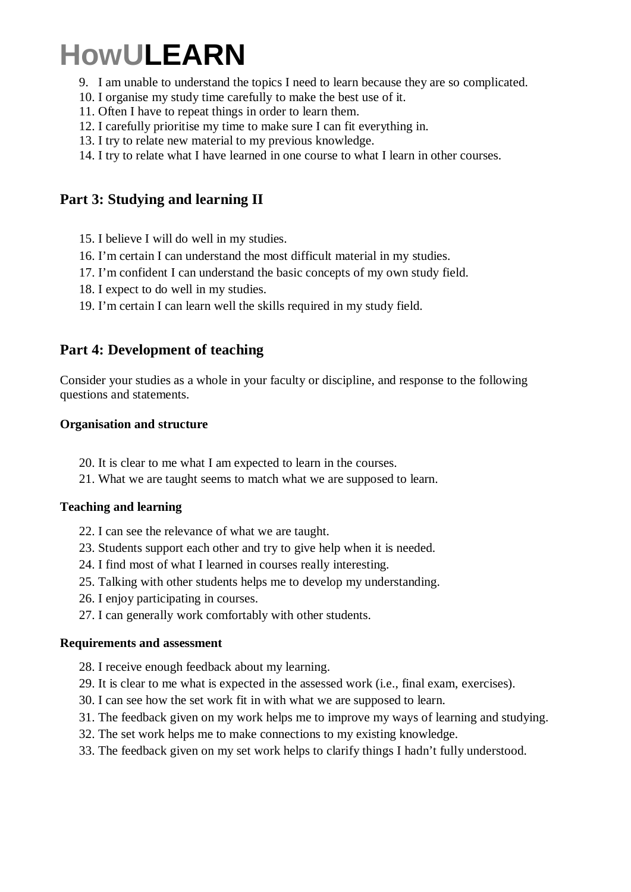9. I am unable to understand the topics I need to learn because they are so complicated.
10. I organise my study time carefully to make the best use of it.
11. Often I have to repeat things in order to learn them.
12. I carefully prioritise my time to make sure I can fit everything in.
13. I try to relate new material to my previous knowledge.
14. I try to relate what I have learned in one course to what I learn in other courses.

## Part 3: Studying and learning II

15. I believe I will do well in my studies.
16. I'm certain I can understand the most difficult material in my studies.
17. I'm confident I can understand the basic concepts of my own study field.
18. I expect to do well in my studies.
19. I'm certain I can learn well the skills required in my study field.

## Part 4: Development of teaching

Consider your studies as a whole in your faculty or discipline, and response to the following questions and statements.

### Organisation and structure

20. It is clear to me what I am expected to learn in the courses.
21. What we are taught seems to match what we are supposed to learn.

### Teaching and learning

22. I can see the relevance of what we are taught.
23. Students support each other and try to give help when it is needed.
24. I find most of what I learned in courses really interesting.
25. Talking with other students helps me to develop my understanding.
26. I enjoy participating in courses.
27. I can generally work comfortably with other students.

### Requirements and assessment

28. I receive enough feedback about my learning.
29. It is clear to me what is expected in the assessed work (i.e., final exam, exercises).
30. I can see how the set work fit in with what we are supposed to learn.
31. The feedback given on my work helps me to improve my ways of learning and studying.
32. The set work helps me to make connections to my existing knowledge.
33. The feedback given on my set work helps to clarify things I hadn't fully understood.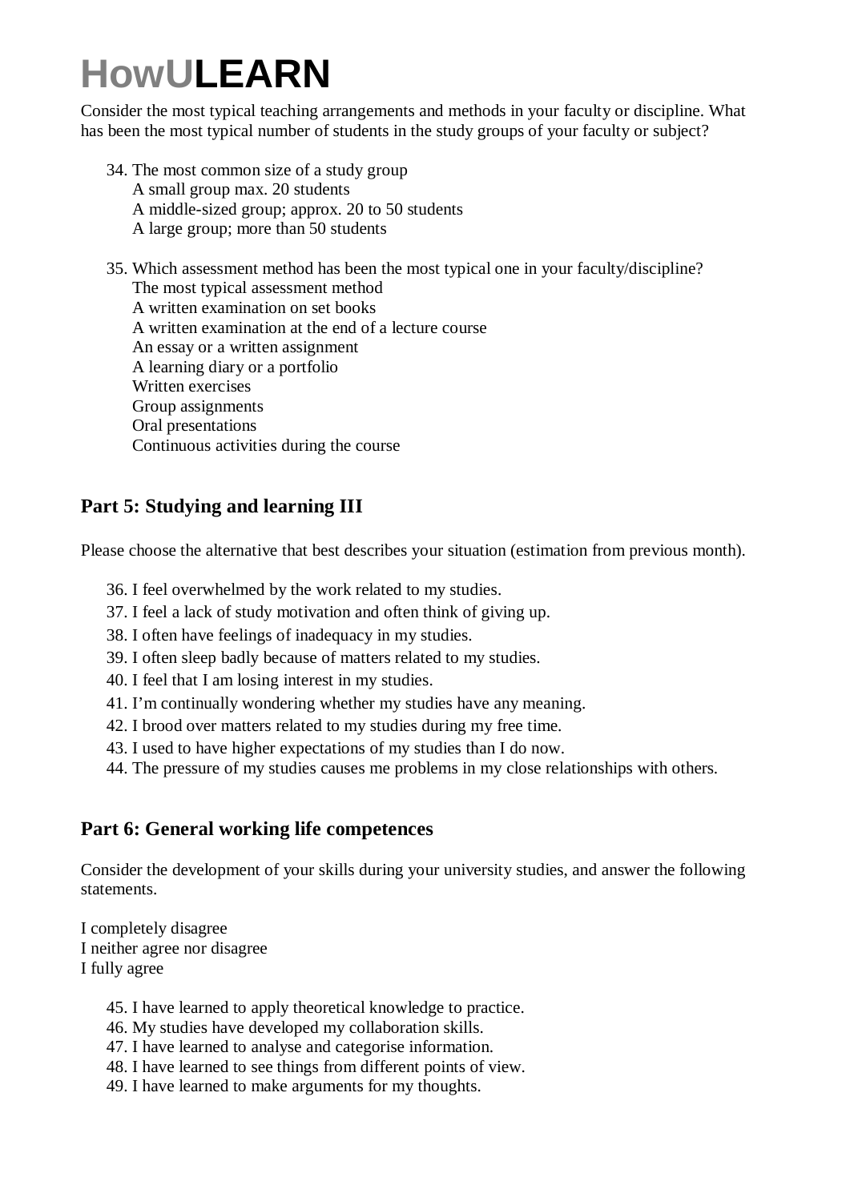# HowULEARN

Consider the most typical teaching arrangements and methods in your faculty or discipline. What has been the most typical number of students in the study groups of your faculty or subject?

34. The most common size of a study group
    A small group max. 20 students
    A middle-sized group; approx. 20 to 50 students
    A large group; more than 50 students

35. Which assessment method has been the most typical one in your faculty/discipline?
    The most typical assessment method
    A written examination on set books
    A written examination at the end of a lecture course
    An essay or a written assignment
    A learning diary or a portfolio
    Written exercises
    Group assignments
    Oral presentations
    Continuous activities during the course

## Part 5: Studying and learning III

Please choose the alternative that best describes your situation (estimation from previous month).

36. I feel overwhelmed by the work related to my studies.
37. I feel a lack of study motivation and often think of giving up.
38. I often have feelings of inadequacy in my studies.
39. I often sleep badly because of matters related to my studies.
40. I feel that I am losing interest in my studies.
41. I'm continually wondering whether my studies have any meaning.
42. I brood over matters related to my studies during my free time.
43. I used to have higher expectations of my studies than I do now.
44. The pressure of my studies causes me problems in my close relationships with others.

## Part 6: General working life competences

Consider the development of your skills during your university studies, and answer the following statements.

I completely disagree
I neither agree nor disagree
I fully agree

45. I have learned to apply theoretical knowledge to practice.
46. My studies have developed my collaboration skills.
47. I have learned to analyse and categorise information.
48. I have learned to see things from different points of view.
49. I have learned to make arguments for my thoughts.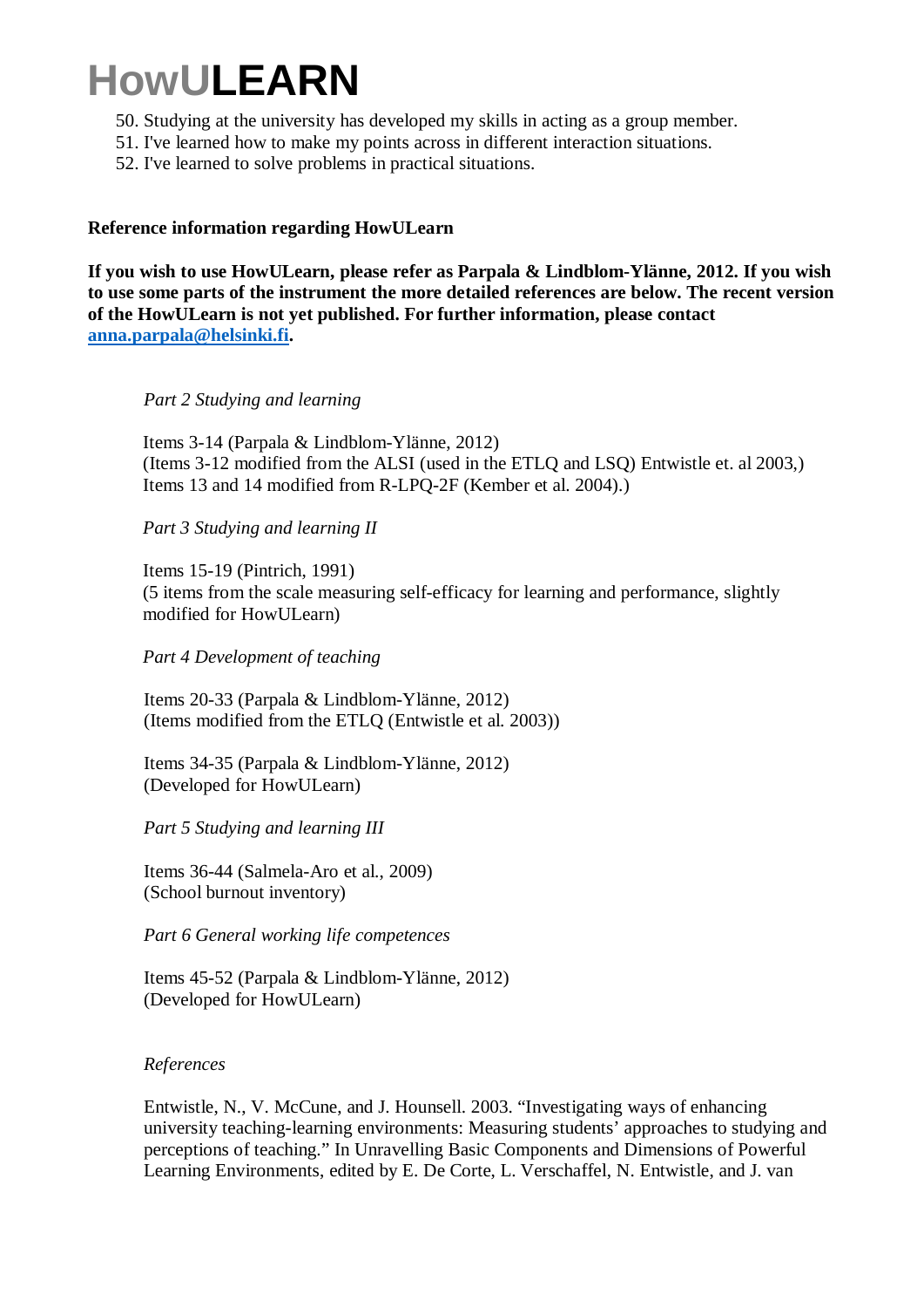50. Studying at the university has developed my skills in acting as a group member.
51. I've learned how to make my points across in different interaction situations.
52. I've learned to solve problems in practical situations.

**Reference information regarding HowULearn**

**If you wish to use HowULearn, please refer as Parpala & Lindblom-Ylänne, 2012. If you wish to use some parts of the instrument the more detailed references are below. The recent version of the HowULearn is not yet published. For further information, please contact [anna.parpala@helsinki.fi](mailto:anna.parpala@helsinki.fi).**

*Part 2 Studying and learning*

Items 3-14 (Parpala & Lindblom-Ylänne, 2012)
(Items 3-12 modified from the ALSI (used in the ETLQ and LSQ) Entwistle et. al 2003,)
Items 13 and 14 modified from R-LPQ-2F (Kember et al. 2004).)

*Part 3 Studying and learning II*

Items 15-19 (Pintrich, 1991)
(5 items from the scale measuring self-efficacy for learning and performance, slightly modified for HowULearn)

*Part 4 Development of teaching*

Items 20-33 (Parpala & Lindblom-Ylänne, 2012)
(Items modified from the ETLQ (Entwistle et al. 2003))

Items 34-35 (Parpala & Lindblom-Ylänne, 2012)
(Developed for HowULearn)

*Part 5 Studying and learning III*

Items 36-44 (Salmela-Aro et al., 2009)
(School burnout inventory)

*Part 6 General working life competences*

Items 45-52 (Parpala & Lindblom-Ylänne, 2012)
(Developed for HowULearn)

*References*

Entwistle, N., V. McCune, and J. Hounsell. 2003. "Investigating ways of enhancing university teaching-learning environments: Measuring students' approaches to studying and perceptions of teaching." In Unravelling Basic Components and Dimensions of Powerful Learning Environments, edited by E. De Corte, L. Verschaffel, N. Entwistle, and J. van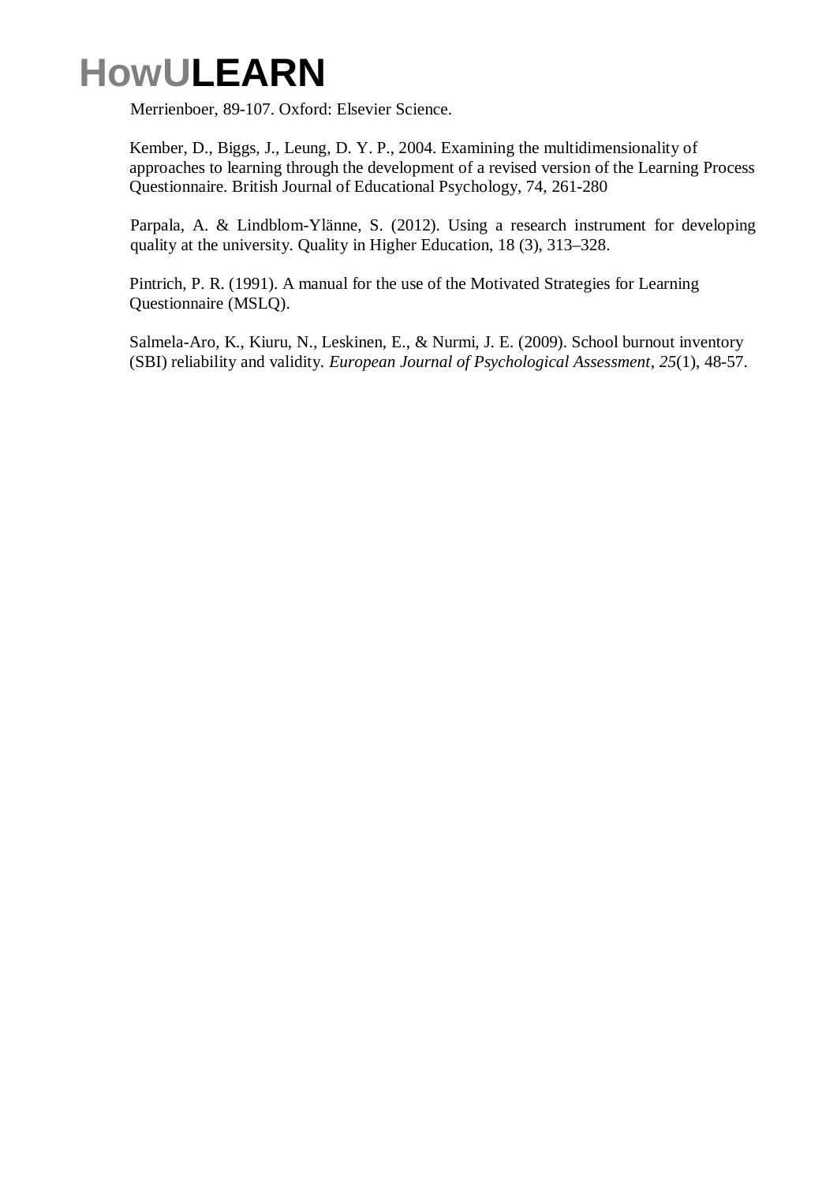Merrienboer, 89-107. Oxford: Elsevier Science.

Kember, D., Biggs, J., Leung, D. Y. P., 2004. Examining the multidimensionality of approaches to learning through the development of a revised version of the Learning Process Questionnaire. British Journal of Educational Psychology, 74, 261-280

Parpala, A. & Lindblom-Ylänne, S. (2012). Using a research instrument for developing quality at the university. Quality in Higher Education, 18 (3), 313–328.

Pintrich, P. R. (1991). A manual for the use of the Motivated Strategies for Learning Questionnaire (MSLQ).

Salmela-Aro, K., Kiuru, N., Leskinen, E., & Nurmi, J. E. (2009). School burnout inventory (SBI) reliability and validity. *European Journal of Psychological Assessment*, *25*(1), 48-57.